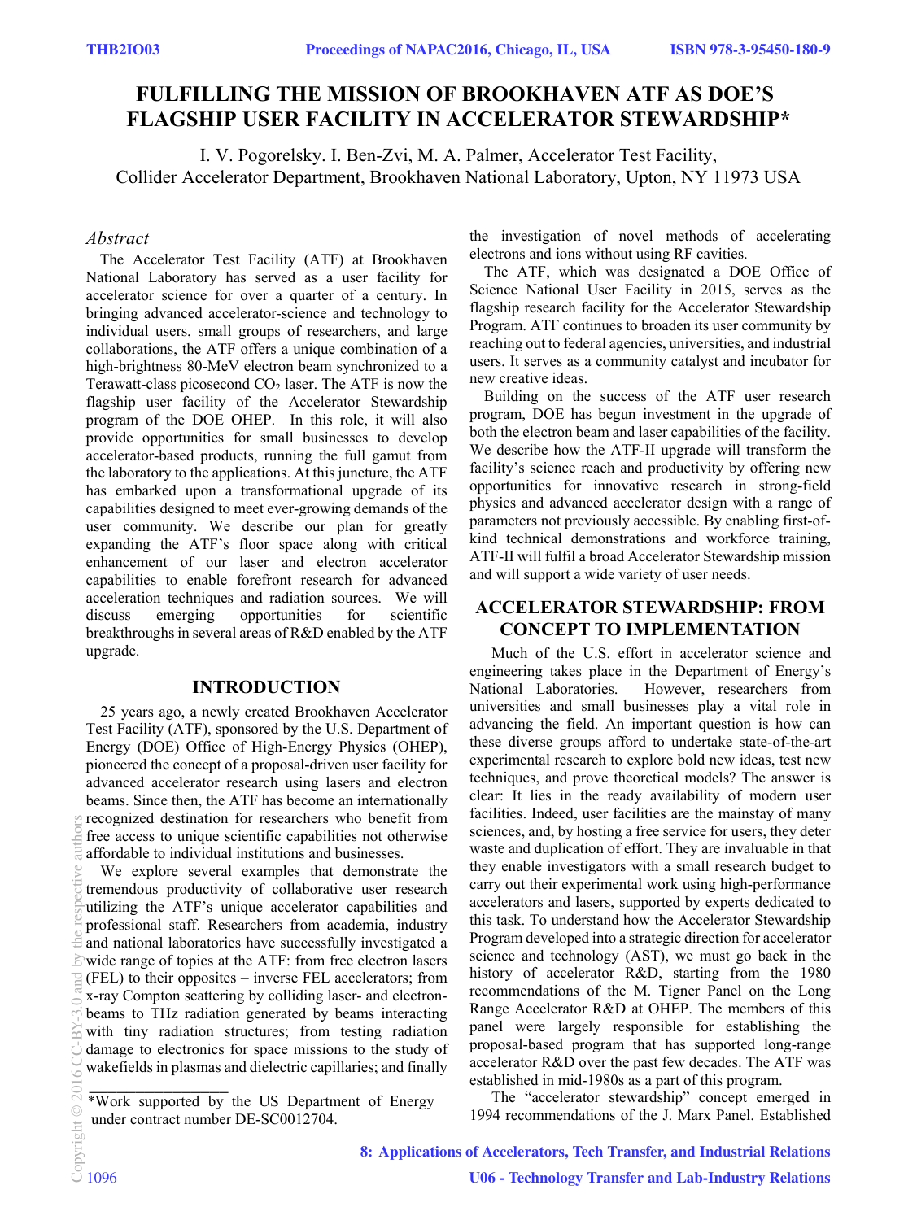# FULFILLING THE MISSION OF BROOKHAVEN ATF AS DOE'S FLAGSHIP USER FACILITY IN ACCELERATOR STEWARDSHIP*

I. V. Pogorelsky. I. Ben-Zvi, M. A. Palmer, Accelerator Test Facility,
Collider Accelerator Department, Brookhaven National Laboratory, Upton, NY 11973 USA

## *Abstract*

The Accelerator Test Facility (ATF) at Brookhaven National Laboratory has served as a user facility for accelerator science for over a quarter of a century. In bringing advanced accelerator-science and technology to individual users, small groups of researchers, and large collaborations, the ATF offers a unique combination of a high-brightness 80-MeV electron beam synchronized to a Terawatt-class picosecond $CO_2$ laser. The ATF is now the flagship user facility of the Accelerator Stewardship program of the DOE OHEP. In this role, it will also provide opportunities for small businesses to develop accelerator-based products, running the full gamut from the laboratory to the applications. At this juncture, the ATF has embarked upon a transformational upgrade of its capabilities designed to meet ever-growing demands of the user community. We describe our plan for greatly expanding the ATF's floor space along with critical enhancement of our laser and electron accelerator capabilities to enable forefront research for advanced acceleration techniques and radiation sources. We will discuss emerging opportunities for scientific breakthroughs in several areas of R&D enabled by the ATF upgrade.

## INTRODUCTION

25 years ago, a newly created Brookhaven Accelerator Test Facility (ATF), sponsored by the U.S. Department of Energy (DOE) Office of High-Energy Physics (OHEP), pioneered the concept of a proposal-driven user facility for advanced accelerator research using lasers and electron beams. Since then, the ATF has become an internationally recognized destination for researchers who benefit from free access to unique scientific capabilities not otherwise affordable to individual institutions and businesses.

We explore several examples that demonstrate the tremendous productivity of collaborative user research utilizing the ATF's unique accelerator capabilities and professional staff. Researchers from academia, industry and national laboratories have successfully investigated a wide range of topics at the ATF: from free electron lasers (FEL) to their opposites – inverse FEL accelerators; from x-ray Compton scattering by colliding laser- and electron-beams to THz radiation generated by beams interacting with tiny radiation structures; from testing radiation damage to electronics for space missions to the study of wakefields in plasmas and dielectric capillaries; and finally the investigation of novel methods of accelerating electrons and ions without using RF cavities.

The ATF, which was designated a DOE Office of Science National User Facility in 2015, serves as the flagship research facility for the Accelerator Stewardship Program. ATF continues to broaden its user community by reaching out to federal agencies, universities, and industrial users. It serves as a community catalyst and incubator for new creative ideas.

Building on the success of the ATF user research program, DOE has begun investment in the upgrade of both the electron beam and laser capabilities of the facility. We describe how the ATF-II upgrade will transform the facility's science reach and productivity by offering new opportunities for innovative research in strong-field physics and advanced accelerator design with a range of parameters not previously accessible. By enabling first-of-kind technical demonstrations and workforce training, ATF-II will fulfil a broad Accelerator Stewardship mission and will support a wide variety of user needs.

## ACCELERATOR STEWARDSHIP: FROM CONCEPT TO IMPLEMENTATION

Much of the U.S. effort in accelerator science and engineering takes place in the Department of Energy's National Laboratories. However, researchers from universities and small businesses play a vital role in advancing the field. An important question is how can these diverse groups afford to undertake state-of-the-art experimental research to explore bold new ideas, test new techniques, and prove theoretical models? The answer is clear: It lies in the ready availability of modern user facilities. Indeed, user facilities are the mainstay of many sciences, and, by hosting a free service for users, they deter waste and duplication of effort. They are invaluable in that they enable investigators with a small research budget to carry out their experimental work using high-performance accelerators and lasers, supported by experts dedicated to this task. To understand how the Accelerator Stewardship Program developed into a strategic direction for accelerator science and technology (AST), we must go back in the history of accelerator R&D, starting from the 1980 recommendations of the M. Tigner Panel on the Long Range Accelerator R&D at OHEP. The members of this panel were largely responsible for establishing the proposal-based program that has supported long-range accelerator R&D over the past few decades. The ATF was established in mid-1980s as a part of this program.

The "accelerator stewardship" concept emerged in 1994 recommendations of the J. Marx Panel. Established

*Work supported by the US Department of Energy under contract number DE-SC0012704.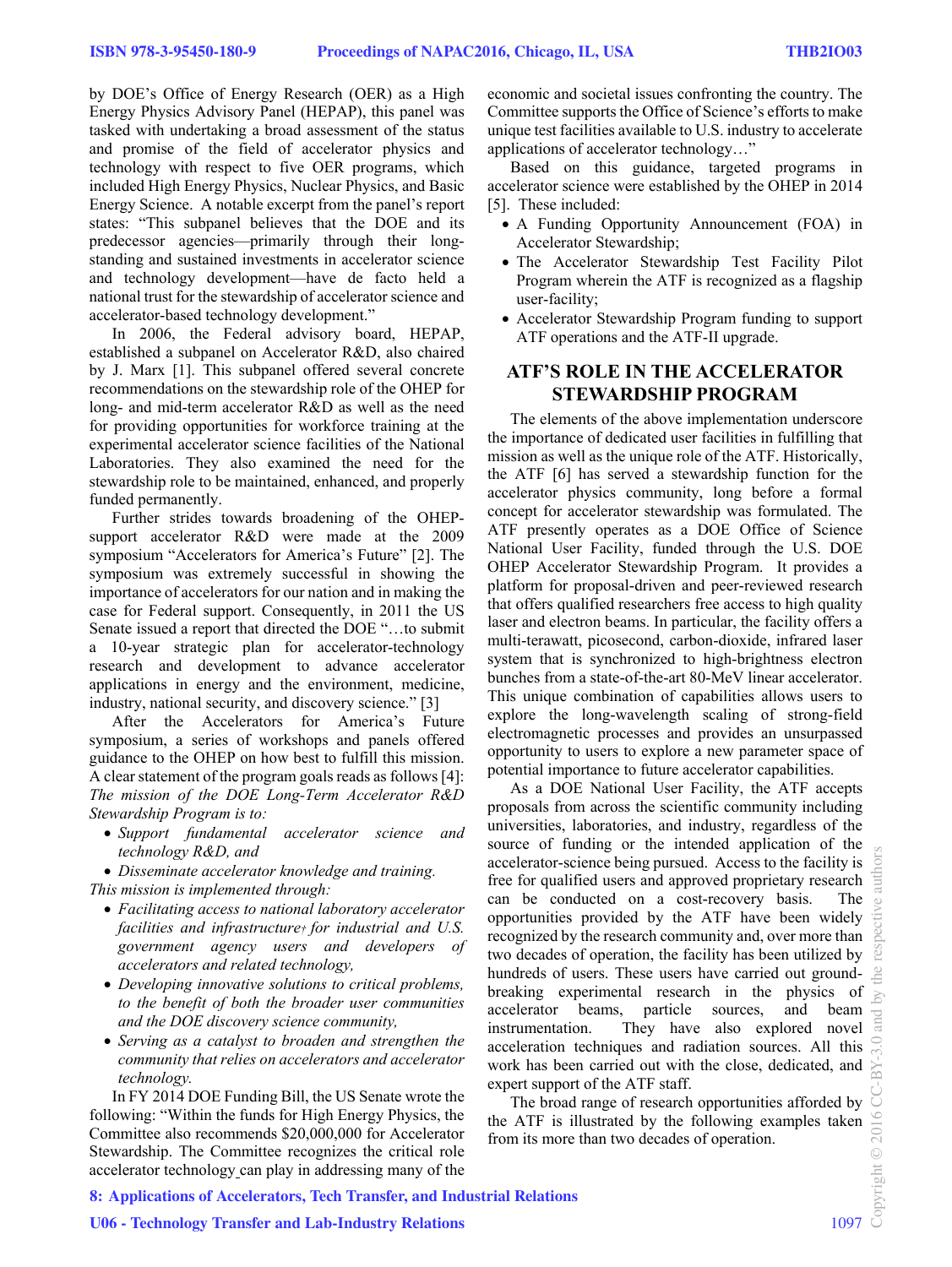by DOE's Office of Energy Research (OER) as a High Energy Physics Advisory Panel (HEPAP), this panel was tasked with undertaking a broad assessment of the status and promise of the field of accelerator physics and technology with respect to five OER programs, which included High Energy Physics, Nuclear Physics, and Basic Energy Science. A notable excerpt from the panel's report states: "This subpanel believes that the DOE and its predecessor agencies—primarily through their long-standing and sustained investments in accelerator science and technology development—have de facto held a national trust for the stewardship of accelerator science and accelerator-based technology development."

In 2006, the Federal advisory board, HEPAP, established a subpanel on Accelerator R&D, also chaired by J. Marx [1]. This subpanel offered several concrete recommendations on the stewardship role of the OHEP for long- and mid-term accelerator R&D as well as the need for providing opportunities for workforce training at the experimental accelerator science facilities of the National Laboratories. They also examined the need for the stewardship role to be maintained, enhanced, and properly funded permanently.

Further strides towards broadening of the OHEP-support accelerator R&D were made at the 2009 symposium "Accelerators for America's Future" [2]. The symposium was extremely successful in showing the importance of accelerators for our nation and in making the case for Federal support. Consequently, in 2011 the US Senate issued a report that directed the DOE "…to submit a 10-year strategic plan for accelerator-technology research and development to advance accelerator applications in energy and the environment, medicine, industry, national security, and discovery science." [3]

After the Accelerators for America's Future symposium, a series of workshops and panels offered guidance to the OHEP on how best to fulfill this mission. A clear statement of the program goals reads as follows [4]:

*The mission of the DOE Long-Term Accelerator R&D Stewardship Program is to:*

- *Support fundamental accelerator science and technology R&D, and*
- *Disseminate accelerator knowledge and training.*

*This mission is implemented through:*

- *Facilitating access to national laboratory accelerator facilities and infrastructure for industrial and U.S. government agency users and developers of accelerators and related technology,*
- *Developing innovative solutions to critical problems, to the benefit of both the broader user communities and the DOE discovery science community,*
- *Serving as a catalyst to broaden and strengthen the community that relies on accelerators and accelerator technology.*

In FY 2014 DOE Funding Bill, the US Senate wrote the following: "Within the funds for High Energy Physics, the Committee also recommends $20,000,000 for Accelerator Stewardship. The Committee recognizes the critical role accelerator technology can play in addressing many of the economic and societal issues confronting the country. The Committee supports the Office of Science's efforts to make unique test facilities available to U.S. industry to accelerate applications of accelerator technology…"

Based on this guidance, targeted programs in accelerator science were established by the OHEP in 2014 [5]. These included:

- A Funding Opportunity Announcement (FOA) in Accelerator Stewardship;
- The Accelerator Stewardship Test Facility Pilot Program wherein the ATF is recognized as a flagship user-facility;
- Accelerator Stewardship Program funding to support ATF operations and the ATF-II upgrade.

## ATF'S ROLE IN THE ACCELERATOR STEWARDSHIP PROGRAM

The elements of the above implementation underscore the importance of dedicated user facilities in fulfilling that mission as well as the unique role of the ATF. Historically, the ATF [6] has served a stewardship function for the accelerator physics community, long before a formal concept for accelerator stewardship was formulated. The ATF presently operates as a DOE Office of Science National User Facility, funded through the U.S. DOE OHEP Accelerator Stewardship Program. It provides a platform for proposal-driven and peer-reviewed research that offers qualified researchers free access to high quality laser and electron beams. In particular, the facility offers a multi-terawatt, picosecond, carbon-dioxide, infrared laser system that is synchronized to high-brightness electron bunches from a state-of-the-art 80-MeV linear accelerator. This unique combination of capabilities allows users to explore the long-wavelength scaling of strong-field electromagnetic processes and provides an unsurpassed opportunity to users to explore a new parameter space of potential importance to future accelerator capabilities.

As a DOE National User Facility, the ATF accepts proposals from across the scientific community including universities, laboratories, and industry, regardless of the source of funding or the intended application of the accelerator-science being pursued. Access to the facility is free for qualified users and approved proprietary research can be conducted on a cost-recovery basis. The opportunities provided by the ATF have been widely recognized by the research community and, over more than two decades of operation, the facility has been utilized by hundreds of users. These users have carried out ground-breaking experimental research in the physics of accelerator beams, particle sources, and beam instrumentation. They have also explored novel acceleration techniques and radiation sources. All this work has been carried out with the close, dedicated, and expert support of the ATF staff.

The broad range of research opportunities afforded by the ATF is illustrated by the following examples taken from its more than two decades of operation.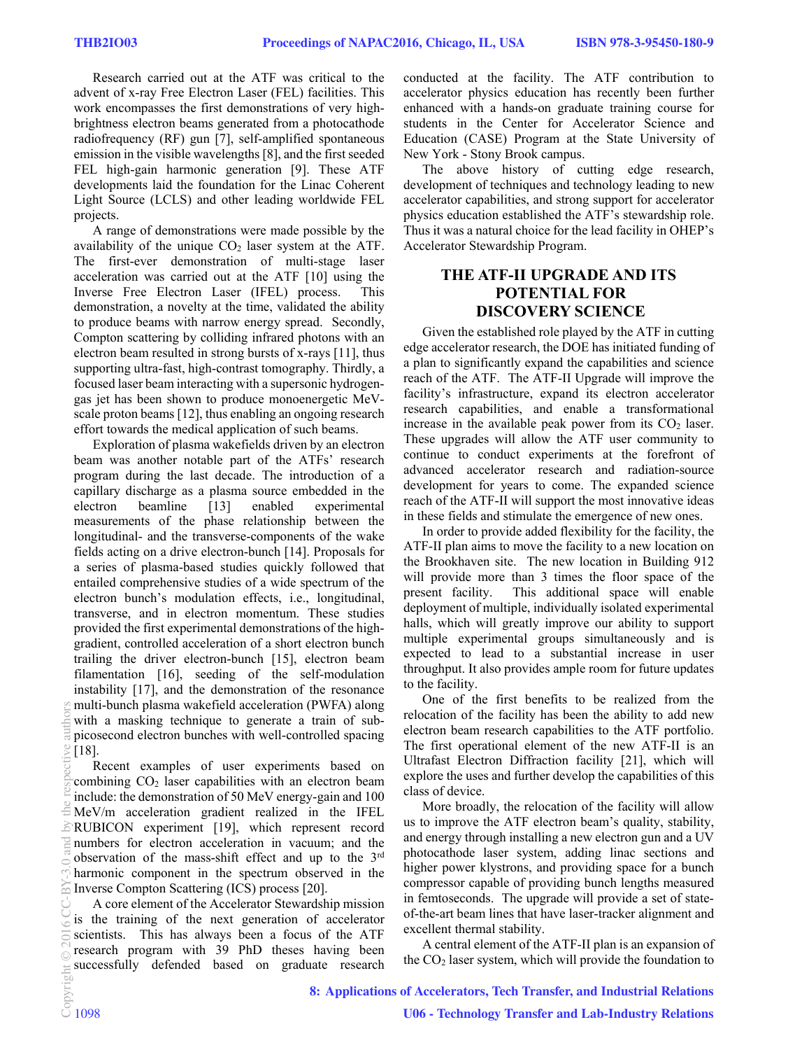Research carried out at the ATF was critical to the advent of x-ray Free Electron Laser (FEL) facilities. This work encompasses the first demonstrations of very high-brightness electron beams generated from a photocathode radiofrequency (RF) gun [7], self-amplified spontaneous emission in the visible wavelengths [8], and the first seeded FEL high-gain harmonic generation [9]. These ATF developments laid the foundation for the Linac Coherent Light Source (LCLS) and other leading worldwide FEL projects.

A range of demonstrations were made possible by the availability of the unique $CO_2$ laser system at the ATF. The first-ever demonstration of multi-stage laser acceleration was carried out at the ATF [10] using the Inverse Free Electron Laser (IFEL) process. This demonstration, a novelty at the time, validated the ability to produce beams with narrow energy spread. Secondly, Compton scattering by colliding infrared photons with an electron beam resulted in strong bursts of x-rays [11], thus supporting ultra-fast, high-contrast tomography. Thirdly, a focused laser beam interacting with a supersonic hydrogen-gas jet has been shown to produce monoenergetic MeV-scale proton beams [12], thus enabling an ongoing research effort towards the medical application of such beams.

Exploration of plasma wakefields driven by an electron beam was another notable part of the ATFs' research program during the last decade. The introduction of a capillary discharge as a plasma source embedded in the electron beamline [13] enabled experimental measurements of the phase relationship between the longitudinal- and the transverse-components of the wake fields acting on a drive electron-bunch [14]. Proposals for a series of plasma-based studies quickly followed that entailed comprehensive studies of a wide spectrum of the electron bunch's modulation effects, i.e., longitudinal, transverse, and in electron momentum. These studies provided the first experimental demonstrations of the high-gradient, controlled acceleration of a short electron bunch trailing the driver electron-bunch [15], electron beam filamentation [16], seeding of the self-modulation instability [17], and the demonstration of the resonance multi-bunch plasma wakefield acceleration (PWFA) along with a masking technique to generate a train of sub-picosecond electron bunches with well-controlled spacing [18].

Recent examples of user experiments based on combining $CO_2$ laser capabilities with an electron beam include: the demonstration of 50 MeV energy-gain and 100 MeV/m acceleration gradient realized in the IFEL RUBICON experiment [19], which represent record numbers for electron acceleration in vacuum; and the observation of the mass-shift effect and up to the 3$^{rd}$ harmonic component in the spectrum observed in the Inverse Compton Scattering (ICS) process [20].

A core element of the Accelerator Stewardship mission is the training of the next generation of accelerator scientists. This has always been a focus of the ATF research program with 39 PhD theses having been successfully defended based on graduate research conducted at the facility. The ATF contribution to accelerator physics education has recently been further enhanced with a hands-on graduate training course for students in the Center for Accelerator Science and Education (CASE) Program at the State University of New York - Stony Brook campus.

The above history of cutting edge research, development of techniques and technology leading to new accelerator capabilities, and strong support for accelerator physics education established the ATF's stewardship role. Thus it was a natural choice for the lead facility in OHEP's Accelerator Stewardship Program.

## THE ATF-II UPGRADE AND ITS POTENTIAL FOR DISCOVERY SCIENCE

Given the established role played by the ATF in cutting edge accelerator research, the DOE has initiated funding of a plan to significantly expand the capabilities and science reach of the ATF. The ATF-II Upgrade will improve the facility's infrastructure, expand its electron accelerator research capabilities, and enable a transformational increase in the available peak power from its $CO_2$ laser. These upgrades will allow the ATF user community to continue to conduct experiments at the forefront of advanced accelerator research and radiation-source development for years to come. The expanded science reach of the ATF-II will support the most innovative ideas in these fields and stimulate the emergence of new ones.

In order to provide added flexibility for the facility, the ATF-II plan aims to move the facility to a new location on the Brookhaven site. The new location in Building 912 will provide more than 3 times the floor space of the present facility. This additional space will enable deployment of multiple, individually isolated experimental halls, which will greatly improve our ability to support multiple experimental groups simultaneously and is expected to lead to a substantial increase in user throughput. It also provides ample room for future updates to the facility.

One of the first benefits to be realized from the relocation of the facility has been the ability to add new electron beam research capabilities to the ATF portfolio. The first operational element of the new ATF-II is an Ultrafast Electron Diffraction facility [21], which will explore the uses and further develop the capabilities of this class of device.

More broadly, the relocation of the facility will allow us to improve the ATF electron beam's quality, stability, and energy through installing a new electron gun and a UV photocathode laser system, adding linac sections and higher power klystrons, and providing space for a bunch compressor capable of providing bunch lengths measured in femtoseconds. The upgrade will provide a set of state-of-the-art beam lines that have laser-tracker alignment and excellent thermal stability.

A central element of the ATF-II plan is an expansion of the $CO_2$ laser system, which will provide the foundation to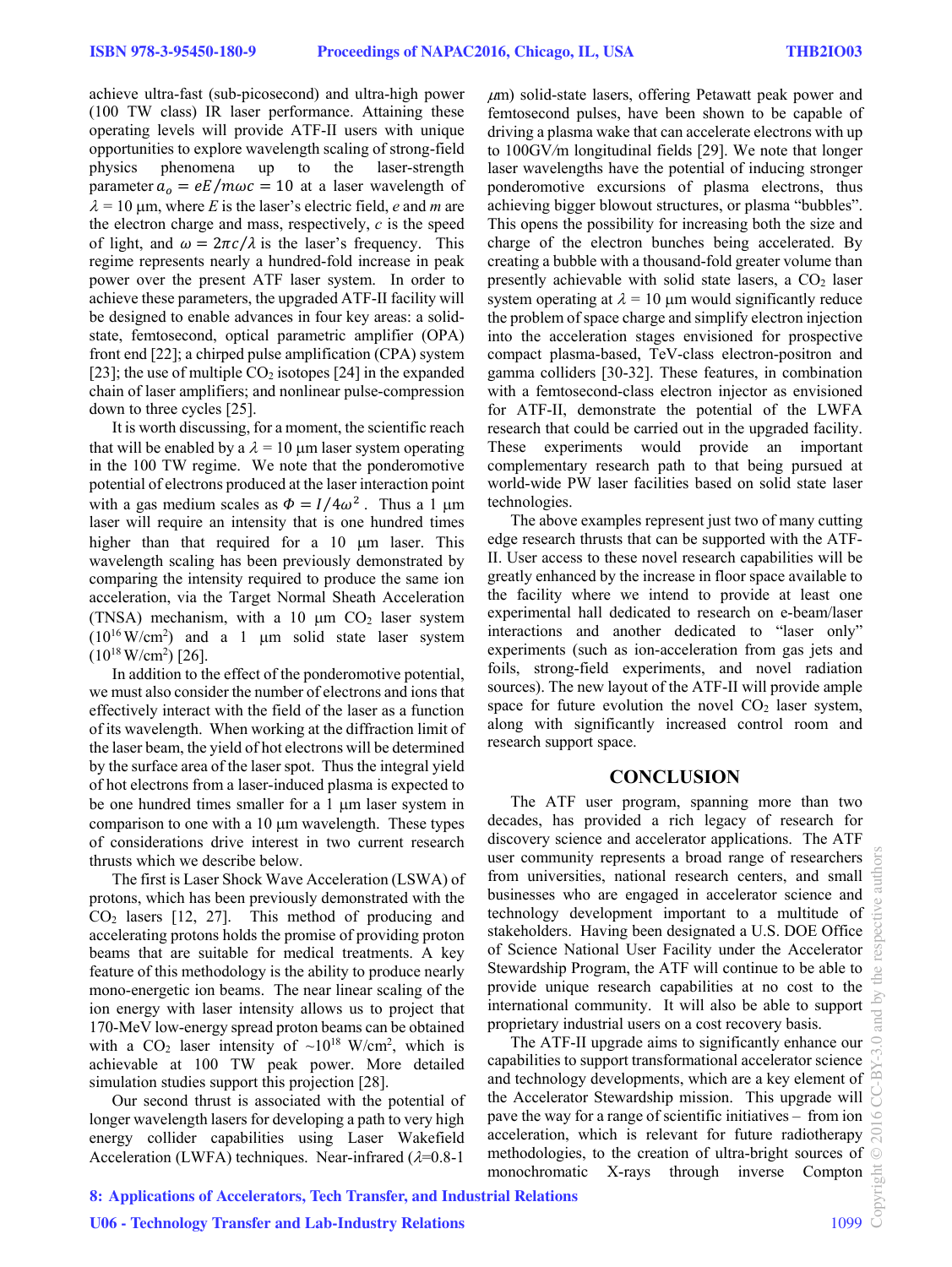achieve ultra-fast (sub-picosecond) and ultra-high power (100 TW class) IR laser performance. Attaining these operating levels will provide ATF-II users with unique opportunities to explore wavelength scaling of strong-field physics phenomena up to the laser-strength parameter $a_o = eE/m\omega c = 10$ at a laser wavelength of $\lambda$ = 10 μm, where $E$ is the laser's electric field, $e$ and $m$ are the electron charge and mass, respectively, $c$ is the speed of light, and $\omega = 2\pi c/\lambda$ is the laser's frequency. This regime represents nearly a hundred-fold increase in peak power over the present ATF laser system. In order to achieve these parameters, the upgraded ATF-II facility will be designed to enable advances in four key areas: a solid-state, femtosecond, optical parametric amplifier (OPA) front end [22]; a chirped pulse amplification (CPA) system [23]; the use of multiple $CO_2$ isotopes [24] in the expanded chain of laser amplifiers; and nonlinear pulse-compression down to three cycles [25].

It is worth discussing, for a moment, the scientific reach that will be enabled by a $\lambda$ = 10 μm laser system operating in the 100 TW regime. We note that the ponderomotive potential of electrons produced at the laser interaction point with a gas medium scales as $\Phi = I/4\omega^2$. Thus a 1 μm laser will require an intensity that is one hundred times higher than that required for a 10 μm laser. This wavelength scaling has been previously demonstrated by comparing the intensity required to produce the same ion acceleration, via the Target Normal Sheath Acceleration (TNSA) mechanism, with a 10 μm $CO_2$ laser system ($10^{16}$ W/cm$^2$) and a 1 μm solid state laser system ($10^{18}$ W/cm$^2$) [26].

In addition to the effect of the ponderomotive potential, we must also consider the number of electrons and ions that effectively interact with the field of the laser as a function of its wavelength. When working at the diffraction limit of the laser beam, the yield of hot electrons will be determined by the surface area of the laser spot. Thus the integral yield of hot electrons from a laser-induced plasma is expected to be one hundred times smaller for a 1 μm laser system in comparison to one with a 10 μm wavelength. These types of considerations drive interest in two current research thrusts which we describe below.

The first is Laser Shock Wave Acceleration (LSWA) of protons, which has been previously demonstrated with the $CO_2$ lasers [12, 27]. This method of producing and accelerating protons holds the promise of providing proton beams that are suitable for medical treatments. A key feature of this methodology is the ability to produce nearly mono-energetic ion beams. The near linear scaling of the ion energy with laser intensity allows us to project that 170-MeV low-energy spread proton beams can be obtained with a $CO_2$ laser intensity of ~$10^{18}$ W/cm$^2$, which is achievable at 100 TW peak power. More detailed simulation studies support this projection [28].

Our second thrust is associated with the potential of longer wavelength lasers for developing a path to very high energy collider capabilities using Laser Wakefield Acceleration (LWFA) techniques. Near-infrared ($\lambda$=0.8-1 μm) solid-state lasers, offering Petawatt peak power and femtosecond pulses, have been shown to be capable of driving a plasma wake that can accelerate electrons with up to 100GV/m longitudinal fields [29]. We note that longer laser wavelengths have the potential of inducing stronger ponderomotive excursions of plasma electrons, thus achieving bigger blowout structures, or plasma "bubbles". This opens the possibility for increasing both the size and charge of the electron bunches being accelerated. By creating a bubble with a thousand-fold greater volume than presently achievable with solid state lasers, a $CO_2$ laser system operating at $\lambda$ = 10 μm would significantly reduce the problem of space charge and simplify electron injection into the acceleration stages envisioned for prospective compact plasma-based, TeV-class electron-positron and gamma colliders [30-32]. These features, in combination with a femtosecond-class electron injector as envisioned for ATF-II, demonstrate the potential of the LWFA research that could be carried out in the upgraded facility. These experiments would provide an important complementary research path to that being pursued at world-wide PW laser facilities based on solid state laser technologies.

The above examples represent just two of many cutting edge research thrusts that can be supported with the ATF-II. User access to these novel research capabilities will be greatly enhanced by the increase in floor space available to the facility where we intend to provide at least one experimental hall dedicated to research on e-beam/laser interactions and another dedicated to "laser only" experiments (such as ion-acceleration from gas jets and foils, strong-field experiments, and novel radiation sources). The new layout of the ATF-II will provide ample space for future evolution the novel $CO_2$ laser system, along with significantly increased control room and research support space.

## CONCLUSION

The ATF user program, spanning more than two decades, has provided a rich legacy of research for discovery science and accelerator applications. The ATF user community represents a broad range of researchers from universities, national research centers, and small businesses who are engaged in accelerator science and technology development important to a multitude of stakeholders. Having been designated a U.S. DOE Office of Science National User Facility under the Accelerator Stewardship Program, the ATF will continue to be able to provide unique research capabilities at no cost to the international community. It will also be able to support proprietary industrial users on a cost recovery basis.

The ATF-II upgrade aims to significantly enhance our capabilities to support transformational accelerator science and technology developments, which are a key element of the Accelerator Stewardship mission. This upgrade will pave the way for a range of scientific initiatives – from ion acceleration, which is relevant for future radiotherapy methodologies, to the creation of ultra-bright sources of monochromatic X-rays through inverse Compton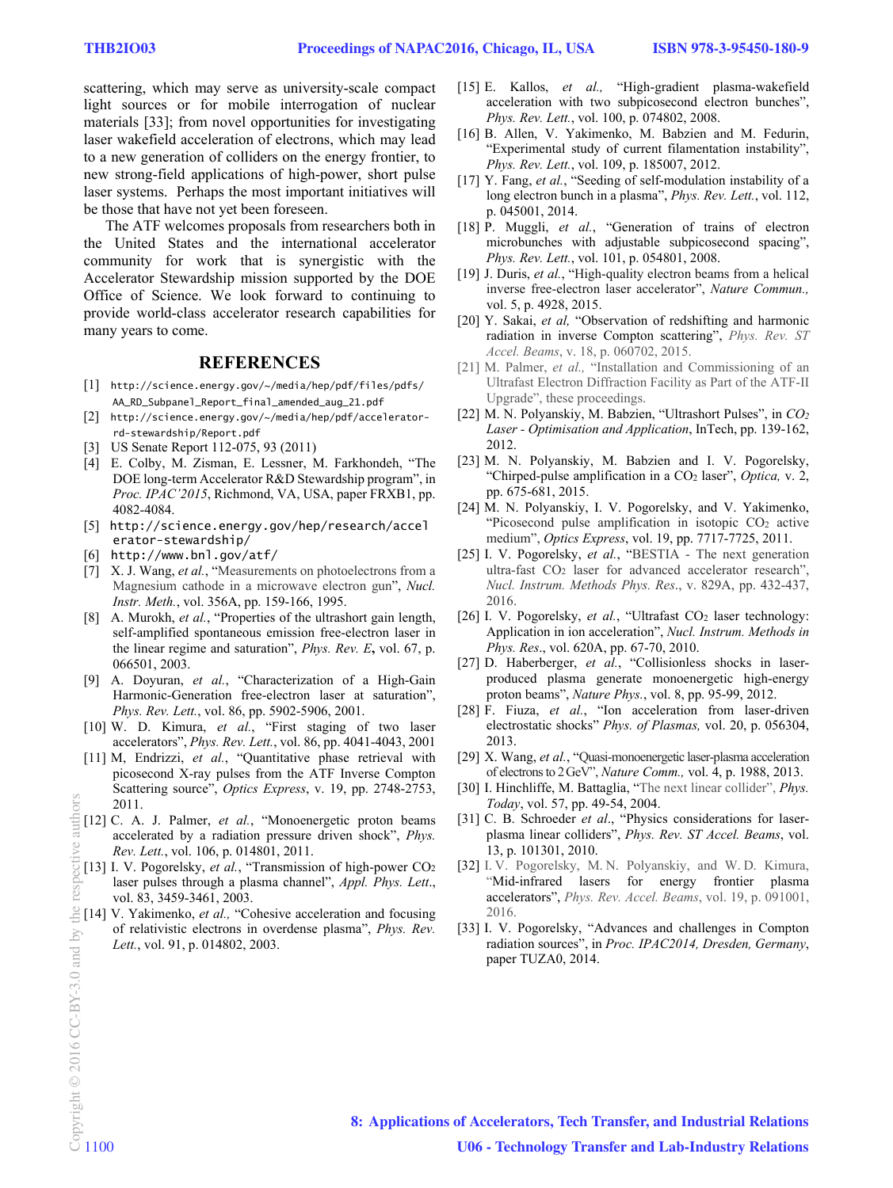scattering, which may serve as university-scale compact light sources or for mobile interrogation of nuclear materials [33]; from novel opportunities for investigating laser wakefield acceleration of electrons, which may lead to a new generation of colliders on the energy frontier, to new strong-field applications of high-power, short pulse laser systems. Perhaps the most important initiatives will be those that have not yet been foreseen.

The ATF welcomes proposals from researchers both in the United States and the international accelerator community for work that is synergistic with the Accelerator Stewardship mission supported by the DOE Office of Science. We look forward to continuing to provide world-class accelerator research capabilities for many years to come.

## REFERENCES

[1] http://science.energy.gov/~/media/hep/pdf/files/pdfs/AA_RD_Subpanel_Report_final_amended_aug_21.pdf

[2] http://science.energy.gov/~/media/hep/pdf/accelerator-rd-stewardship/Report.pdf

[3] US Senate Report 112-075, 93 (2011)

[4] E. Colby, M. Zisman, E. Lessner, M. Farkhondeh, "The DOE long-term Accelerator R&D Stewardship program", in *Proc. IPAC'2015*, Richmond, VA, USA, paper FRXB1, pp. 4082-4084.

[5] http://science.energy.gov/hep/research/accelerator-stewardship/

[6] http://www.bnl.gov/atf/

[7] X. J. Wang, *et al.*, "Measurements on photoelectrons from a Magnesium cathode in a microwave electron gun", *Nucl. Instr. Meth.*, vol. 356A, pp. 159-166, 1995.

[8] A. Murokh, *et al.*, "Properties of the ultrashort gain length, self-amplified spontaneous emission free-electron laser in the linear regime and saturation", *Phys. Rev. E***,** vol. 67, p. 066501, 2003.

[9] A. Doyuran, *et al.*, "Characterization of a High-Gain Harmonic-Generation free-electron laser at saturation", *Phys. Rev. Lett.*, vol. 86, pp. 5902-5906, 2001.

[10] W. D. Kimura, *et al.*, "First staging of two laser accelerators", *Phys. Rev. Lett.*, vol. 86, pp. 4041-4043, 2001

[11] M, Endrizzi, *et al.*, "Quantitative phase retrieval with picosecond X-ray pulses from the ATF Inverse Compton Scattering source", *Optics Express*, v. 19, pp. 2748-2753, 2011.

[12] C. A. J. Palmer, *et al.*, "Monoenergetic proton beams accelerated by a radiation pressure driven shock", *Phys. Rev. Lett.*, vol. 106, p. 014801, 2011.

[13] I. V. Pogorelsky, *et al.*, "Transmission of high-power $CO_2$ laser pulses through a plasma channel", *Appl. Phys. Lett*., vol. 83, 3459-3461, 2003.

[14] V. Yakimenko, *et al.,* "Cohesive acceleration and focusing of relativistic electrons in overdense plasma", *Phys. Rev. Lett.*, vol. 91, p. 014802, 2003.

[15] E. Kallos, *et al.,* "High-gradient plasma-wakefield acceleration with two subpicosecond electron bunches", *Phys. Rev. Lett.*, vol. 100, p. 074802, 2008.

[16] B. Allen, V. Yakimenko, M. Babzien and M. Fedurin, "Experimental study of current filamentation instability", *Phys. Rev. Lett.*, vol. 109, p. 185007, 2012.

[17] Y. Fang, *et al.*, "Seeding of self-modulation instability of a long electron bunch in a plasma", *Phys. Rev. Lett.*, vol. 112, p. 045001, 2014.

[18] P. Muggli, *et al.*, "Generation of trains of electron microbunches with adjustable subpicosecond spacing", *Phys. Rev. Lett.*, vol. 101, p. 054801, 2008.

[19] J. Duris, *et al.*, "High-quality electron beams from a helical inverse free-electron laser accelerator", *Nature Commun.,* vol. 5, p. 4928, 2015.

[20] Y. Sakai, *et al,* "Observation of redshifting and harmonic radiation in inverse Compton scattering", *Phys. Rev. ST Accel. Beams*, v. 18, p. 060702, 2015.

[21] M. Palmer, *et al.,* "Installation and Commissioning of an Ultrafast Electron Diffraction Facility as Part of the ATF-II Upgrade", these proceedings.

[22] M. N. Polyanskiy, M. Babzien, "Ultrashort Pulses", in *$CO_2$ Laser - Optimisation and Application*, InTech, pp. 139-162, 2012.

[23] M. N. Polyanskiy, M. Babzien and I. V. Pogorelsky, "Chirped-pulse amplification in a $CO_2$ laser", *Optica,* v. 2, pp. 675-681, 2015.

[24] M. N. Polyanskiy, I. V. Pogorelsky, and V. Yakimenko, "Picosecond pulse amplification in isotopic $CO_2$ active medium", *Optics Express*, vol. 19, pp. 7717-7725, 2011.

[25] I. V. Pogorelsky, *et al.*, "BESTIA - The next generation ultra-fast $CO_2$ laser for advanced accelerator research", *Nucl. Instrum. Methods Phys. Res*., v. 829A, pp. 432-437, 2016.

[26] I. V. Pogorelsky, *et al.*, "Ultrafast $CO_2$ laser technology: Application in ion acceleration", *Nucl. Instrum. Methods in Phys. Res*., vol. 620A, pp. 67-70, 2010.

[27] D. Haberberger, *et al.*, "Collisionless shocks in laser-produced plasma generate monoenergetic high-energy proton beams", *Nature Phys.*, vol. 8, pp. 95-99, 2012.

[28] F. Fiuza, *et al.*, "Ion acceleration from laser-driven electrostatic shocks" *Phys. of Plasmas,* vol. 20, p. 056304, 2013.

[29] X. Wang, *et al.*, "Quasi-monoenergetic laser-plasma acceleration of electrons to 2 GeV", *Nature Comm.,* vol. 4, p. 1988, 2013.

[30] I. Hinchliffe, M. Battaglia, "The next linear collider", *Phys. Today*, vol. 57, pp. 49-54, 2004.

[31] C. B. Schroeder *et al*., "Physics considerations for laser-plasma linear colliders", *Phys. Rev. ST Accel. Beams*, vol. 13, p. 101301, 2010.

[32] I. V. Pogorelsky, M. N. Polyanskiy, and W. D. Kimura, "Mid-infrared lasers for energy frontier plasma accelerators", *Phys. Rev. Accel. Beams*, vol. 19, p. 091001, 2016.

[33] I. V. Pogorelsky, "Advances and challenges in Compton radiation sources", in *Proc. IPAC2014, Dresden, Germany*, paper TUZA0, 2014.